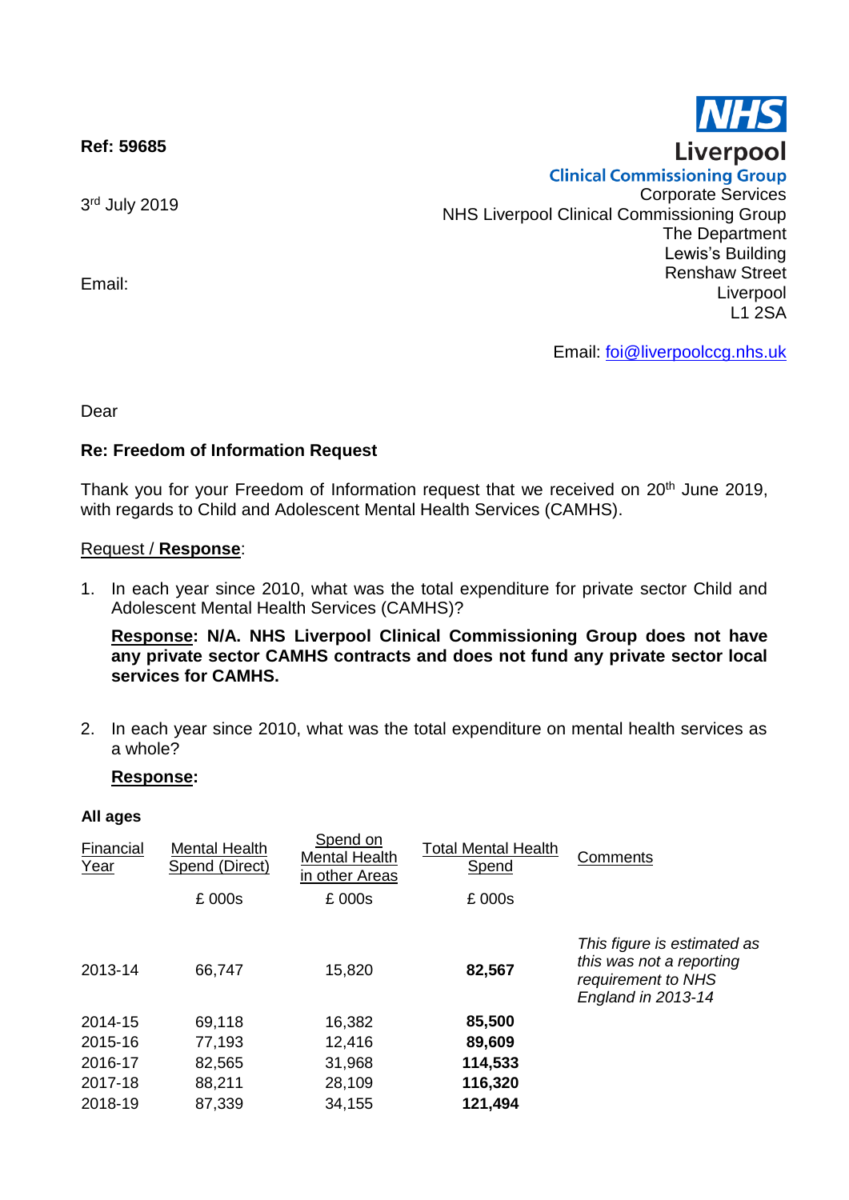**Ref: 59685**

**NHS Liverpool Clinical Commissioning Group**
Corporate Services
NHS Liverpool Clinical Commissioning Group
The Department
Lewis's Building
Renshaw Street
Liverpool
L1 2SA

Email: foi@liverpoolccg.nhs.uk

3rd July 2019

Email:

Dear

**Re: Freedom of Information Request**

Thank you for your Freedom of Information request that we received on 20th June 2019, with regards to Child and Adolescent Mental Health Services (CAMHS).

Request / **Response**:

1. In each year since 2010, what was the total expenditure for private sector Child and Adolescent Mental Health Services (CAMHS)?

   **Response: N/A. NHS Liverpool Clinical Commissioning Group does not have any private sector CAMHS contracts and does not fund any private sector local services for CAMHS.**

2. In each year since 2010, what was the total expenditure on mental health services as a whole?

   **Response:**

**All ages**

| Financial Year | Mental Health Spend (Direct) | Spend on Mental Health in other Areas | Total Mental Health Spend | Comments |
|---|---|---|---|---|
| | £ 000s | £ 000s | £ 000s | |
| 2013-14 | 66,747 | 15,820 | **82,567** | *This figure is estimated as this was not a reporting requirement to NHS England in 2013-14* |
| 2014-15 | 69,118 | 16,382 | **85,500** | |
| 2015-16 | 77,193 | 12,416 | **89,609** | |
| 2016-17 | 82,565 | 31,968 | **114,533** | |
| 2017-18 | 88,211 | 28,109 | **116,320** | |
| 2018-19 | 87,339 | 34,155 | **121,494** | |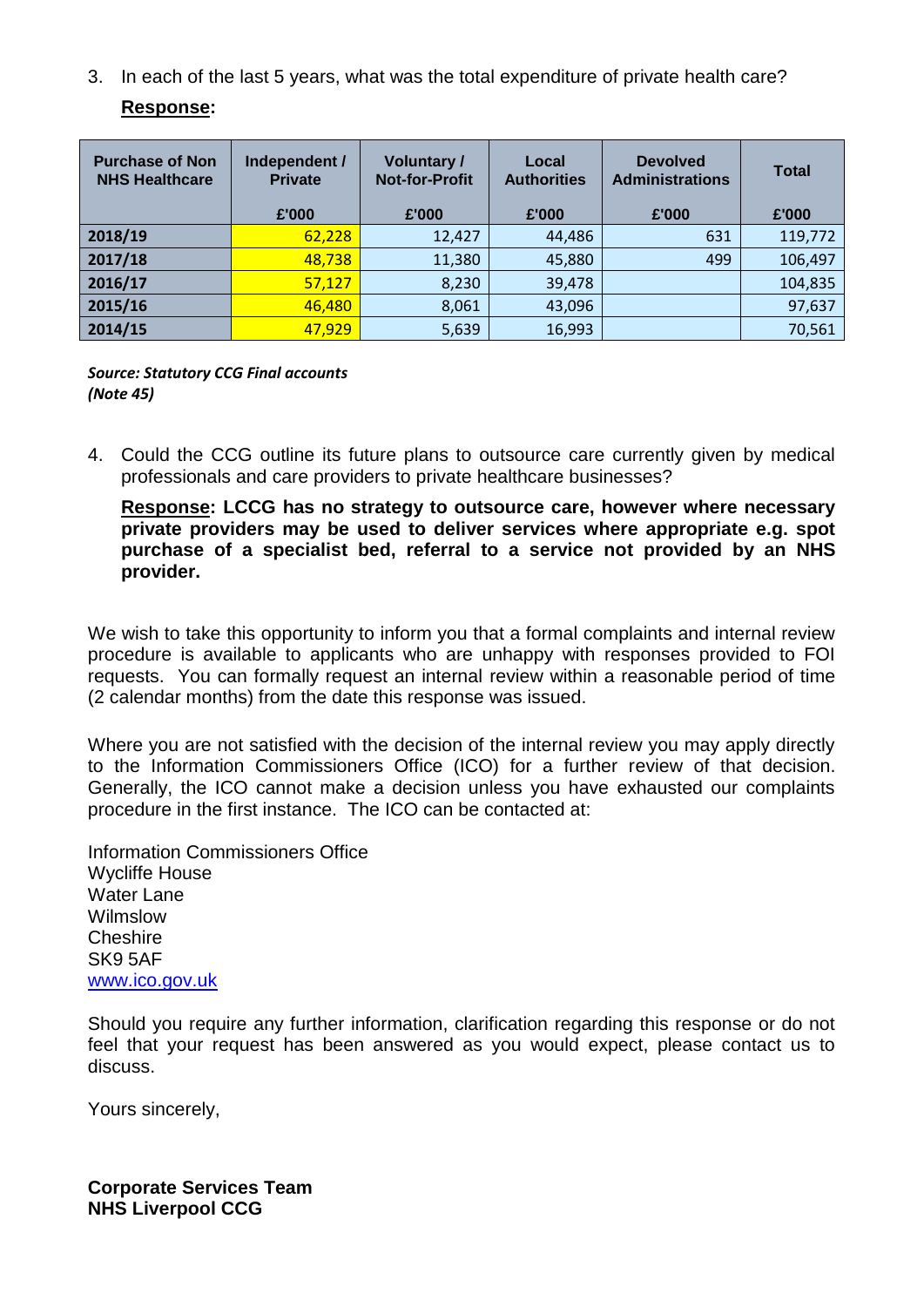3. In each of the last 5 years, what was the total expenditure of private health care?

   **<u>Response</u>:**

| Purchase of Non NHS Healthcare | Independent / Private £'000 | Voluntary / Not-for-Profit £'000 | Local Authorities £'000 | Devolved Administrations £'000 | Total £'000 |
|---|---|---|---|---|---|
| **2018/19** | 62,228 | 12,427 | 44,486 | 631 | 119,772 |
| **2017/18** | 48,738 | 11,380 | 45,880 | 499 | 106,497 |
| **2016/17** | 57,127 | 8,230 | 39,478 | | 104,835 |
| **2015/16** | 46,480 | 8,061 | 43,096 | | 97,637 |
| **2014/15** | 47,929 | 5,639 | 16,993 | | 70,561 |

***Source: Statutory CCG Final accounts***
***(Note 45)***

4. Could the CCG outline its future plans to outsource care currently given by medical professionals and care providers to private healthcare businesses?

   **<u>Response</u>: LCCG has no strategy to outsource care, however where necessary private providers may be used to deliver services where appropriate e.g. spot purchase of a specialist bed, referral to a service not provided by an NHS provider.**

We wish to take this opportunity to inform you that a formal complaints and internal review procedure is available to applicants who are unhappy with responses provided to FOI requests. You can formally request an internal review within a reasonable period of time (2 calendar months) from the date this response was issued.

Where you are not satisfied with the decision of the internal review you may apply directly to the Information Commissioners Office (ICO) for a further review of that decision. Generally, the ICO cannot make a decision unless you have exhausted our complaints procedure in the first instance. The ICO can be contacted at:

Information Commissioners Office
Wycliffe House
Water Lane
Wilmslow
Cheshire
SK9 5AF
[www.ico.gov.uk](http://www.ico.gov.uk)

Should you require any further information, clarification regarding this response or do not feel that your request has been answered as you would expect, please contact us to discuss.

Yours sincerely,

**Corporate Services Team**
**NHS Liverpool CCG**